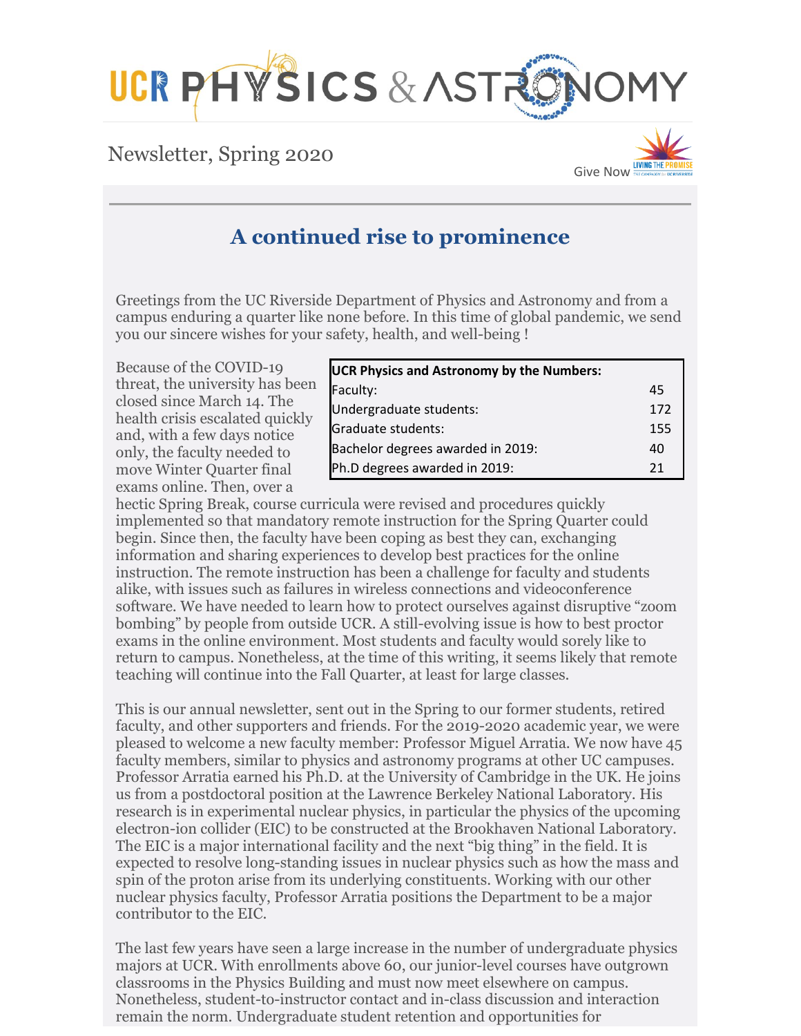# UCR PHYSICS & ASTRONOMY

Newsletter, Spring 2020

Give Now

## A continued rise to prominence

Greetings from the UC Riverside Department of Physics and Astronomy and from a campus enduring a quarter like none before. In this time of global pandemic, we send you our sincere wishes for your safety, health, and well-being !

| UCR Physics and Astronomy by the Numbers: | |
|---|---|
| Faculty: | 45 |
| Undergraduate students: | 172 |
| Graduate students: | 155 |
| Bachelor degrees awarded in 2019: | 40 |
| Ph.D degrees awarded in 2019: | 21 |

Because of the COVID-19 threat, the university has been closed since March 14. The health crisis escalated quickly and, with a few days notice only, the faculty needed to move Winter Quarter final exams online. Then, over a hectic Spring Break, course curricula were revised and procedures quickly implemented so that mandatory remote instruction for the Spring Quarter could begin. Since then, the faculty have been coping as best they can, exchanging information and sharing experiences to develop best practices for the online instruction. The remote instruction has been a challenge for faculty and students alike, with issues such as failures in wireless connections and videoconference software. We have needed to learn how to protect ourselves against disruptive "zoom bombing" by people from outside UCR. A still-evolving issue is how to best proctor exams in the online environment. Most students and faculty would sorely like to return to campus. Nonetheless, at the time of this writing, it seems likely that remote teaching will continue into the Fall Quarter, at least for large classes.

This is our annual newsletter, sent out in the Spring to our former students, retired faculty, and other supporters and friends. For the 2019-2020 academic year, we were pleased to welcome a new faculty member: Professor Miguel Arratia. We now have 45 faculty members, similar to physics and astronomy programs at other UC campuses. Professor Arratia earned his Ph.D. at the University of Cambridge in the UK. He joins us from a postdoctoral position at the Lawrence Berkeley National Laboratory. His research is in experimental nuclear physics, in particular the physics of the upcoming electron-ion collider (EIC) to be constructed at the Brookhaven National Laboratory. The EIC is a major international facility and the next "big thing" in the field. It is expected to resolve long-standing issues in nuclear physics such as how the mass and spin of the proton arise from its underlying constituents. Working with our other nuclear physics faculty, Professor Arratia positions the Department to be a major contributor to the EIC.

The last few years have seen a large increase in the number of undergraduate physics majors at UCR. With enrollments above 60, our junior-level courses have outgrown classrooms in the Physics Building and must now meet elsewhere on campus. Nonetheless, student-to-instructor contact and in-class discussion and interaction remain the norm. Undergraduate student retention and opportunities for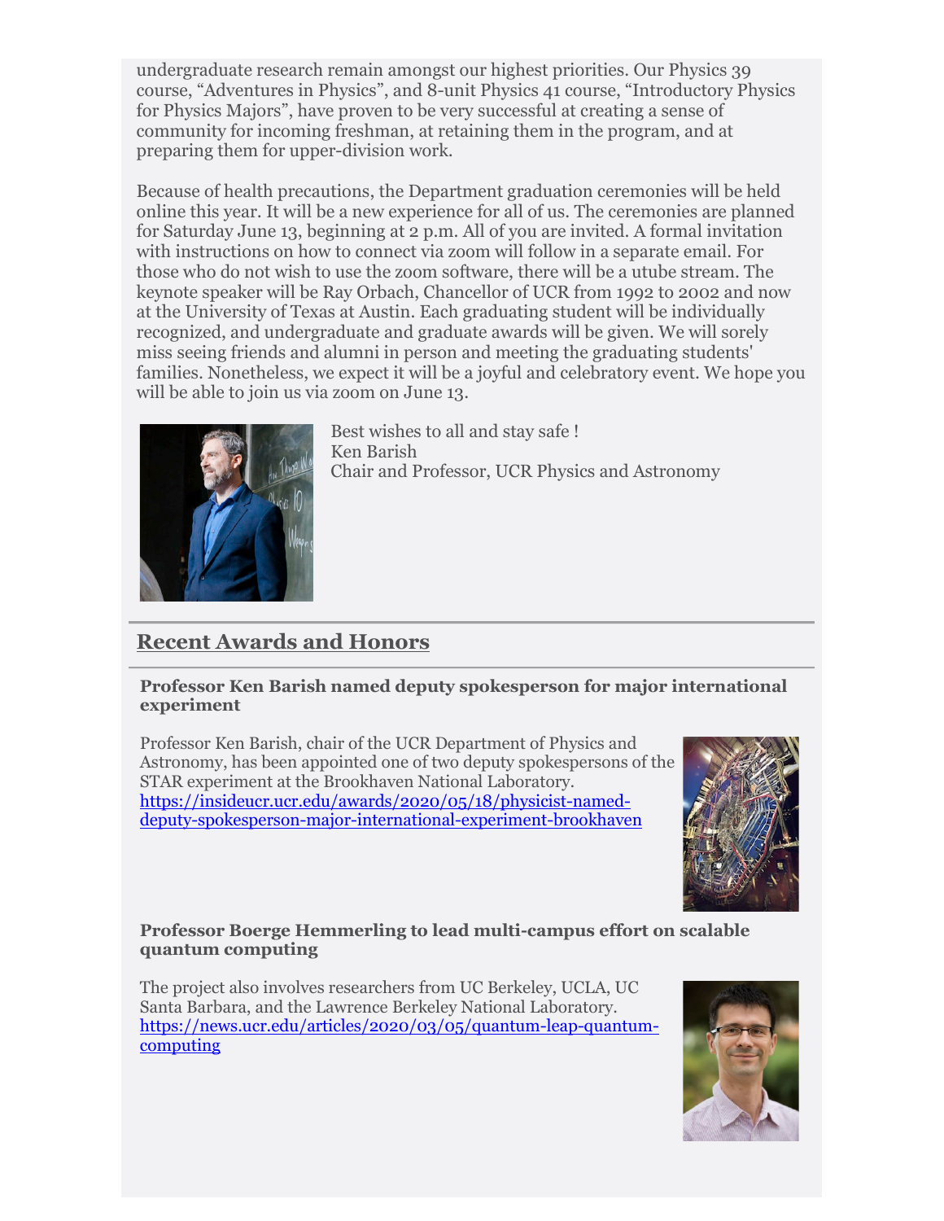undergraduate research remain amongst our highest priorities. Our Physics 39 course, “Adventures in Physics”, and 8-unit Physics 41 course, “Introductory Physics for Physics Majors”, have proven to be very successful at creating a sense of community for incoming freshman, at retaining them in the program, and at preparing them for upper-division work.

Because of health precautions, the Department graduation ceremonies will be held online this year. It will be a new experience for all of us. The ceremonies are planned for Saturday June 13, beginning at 2 p.m. All of you are invited. A formal invitation with instructions on how to connect via zoom will follow in a separate email. For those who do not wish to use the zoom software, there will be a utube stream. The keynote speaker will be Ray Orbach, Chancellor of UCR from 1992 to 2002 and now at the University of Texas at Austin. Each graduating student will be individually recognized, and undergraduate and graduate awards will be given. We will sorely miss seeing friends and alumni in person and meeting the graduating students' families. Nonetheless, we expect it will be a joyful and celebratory event. We hope you will be able to join us via zoom on June 13.

Best wishes to all and stay safe !
Ken Barish
Chair and Professor, UCR Physics and Astronomy

## Recent Awards and Honors

**Professor Ken Barish named deputy spokesperson for major international experiment**

Professor Ken Barish, chair of the UCR Department of Physics and Astronomy, has been appointed one of two deputy spokespersons of the STAR experiment at the Brookhaven National Laboratory.
https://insideucr.ucr.edu/awards/2020/05/18/physicist-named-deputy-spokesperson-major-international-experiment-brookhaven

**Professor Boerge Hemmerling to lead multi-campus effort on scalable quantum computing**

The project also involves researchers from UC Berkeley, UCLA, UC Santa Barbara, and the Lawrence Berkeley National Laboratory.
https://news.ucr.edu/articles/2020/03/05/quantum-leap-quantum-computing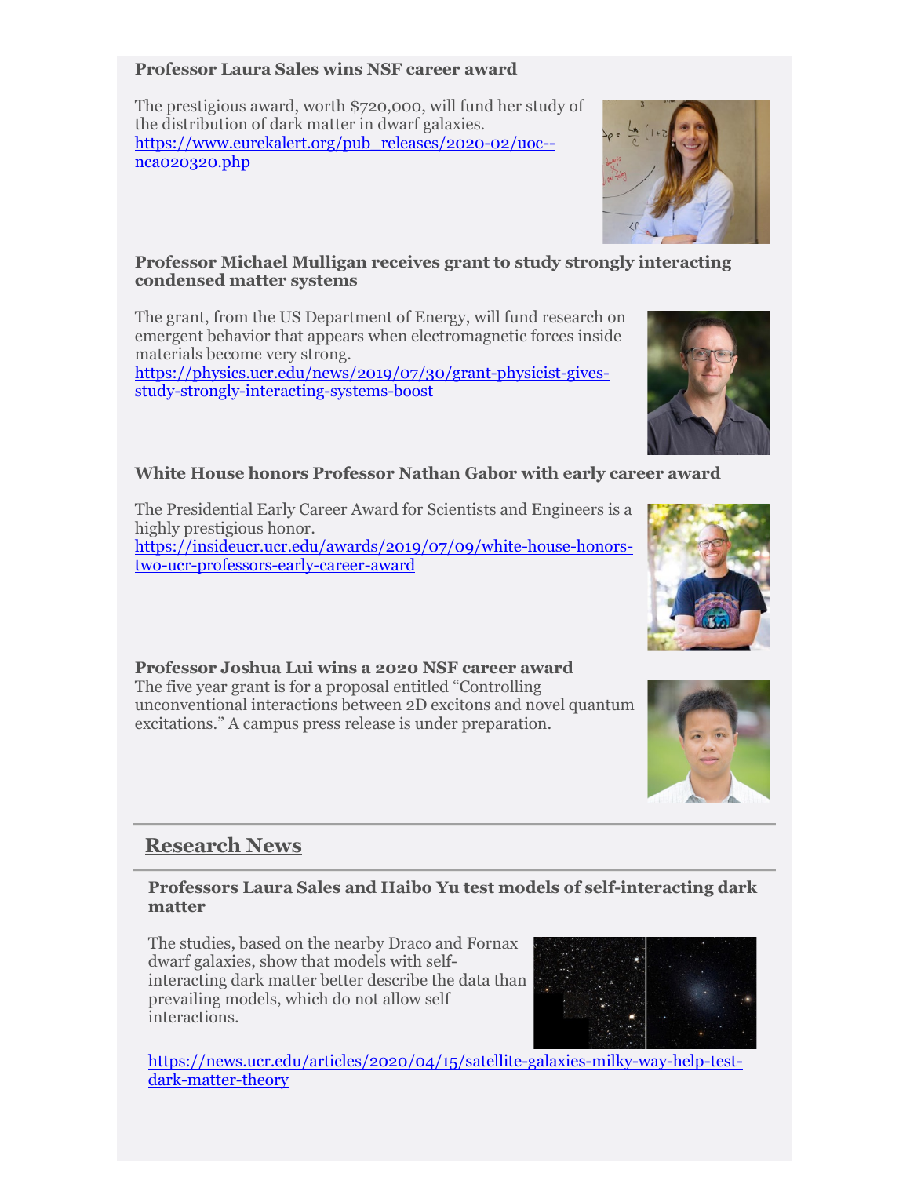**Professor Laura Sales wins NSF career award**

The prestigious award, worth $720,000, will fund her study of the distribution of dark matter in dwarf galaxies.
https://www.eurekalert.org/pub_releases/2020-02/uoc--nca020320.php

**Professor Michael Mulligan receives grant to study strongly interacting condensed matter systems**

The grant, from the US Department of Energy, will fund research on emergent behavior that appears when electromagnetic forces inside materials become very strong.
https://physics.ucr.edu/news/2019/07/30/grant-physicist-gives-study-strongly-interacting-systems-boost

**White House honors Professor Nathan Gabor with early career award**

The Presidential Early Career Award for Scientists and Engineers is a highly prestigious honor.
https://insideucr.ucr.edu/awards/2019/07/09/white-house-honors-two-ucr-professors-early-career-award

**Professor Joshua Lui wins a 2020 NSF career award**

The five year grant is for a proposal entitled "Controlling unconventional interactions between 2D excitons and novel quantum excitations." A campus press release is under preparation.

## Research News

**Professors Laura Sales and Haibo Yu test models of self-interacting dark matter**

The studies, based on the nearby Draco and Fornax dwarf galaxies, show that models with self-interacting dark matter better describe the data than prevailing models, which do not allow self interactions.

https://news.ucr.edu/articles/2020/04/15/satellite-galaxies-milky-way-help-test-dark-matter-theory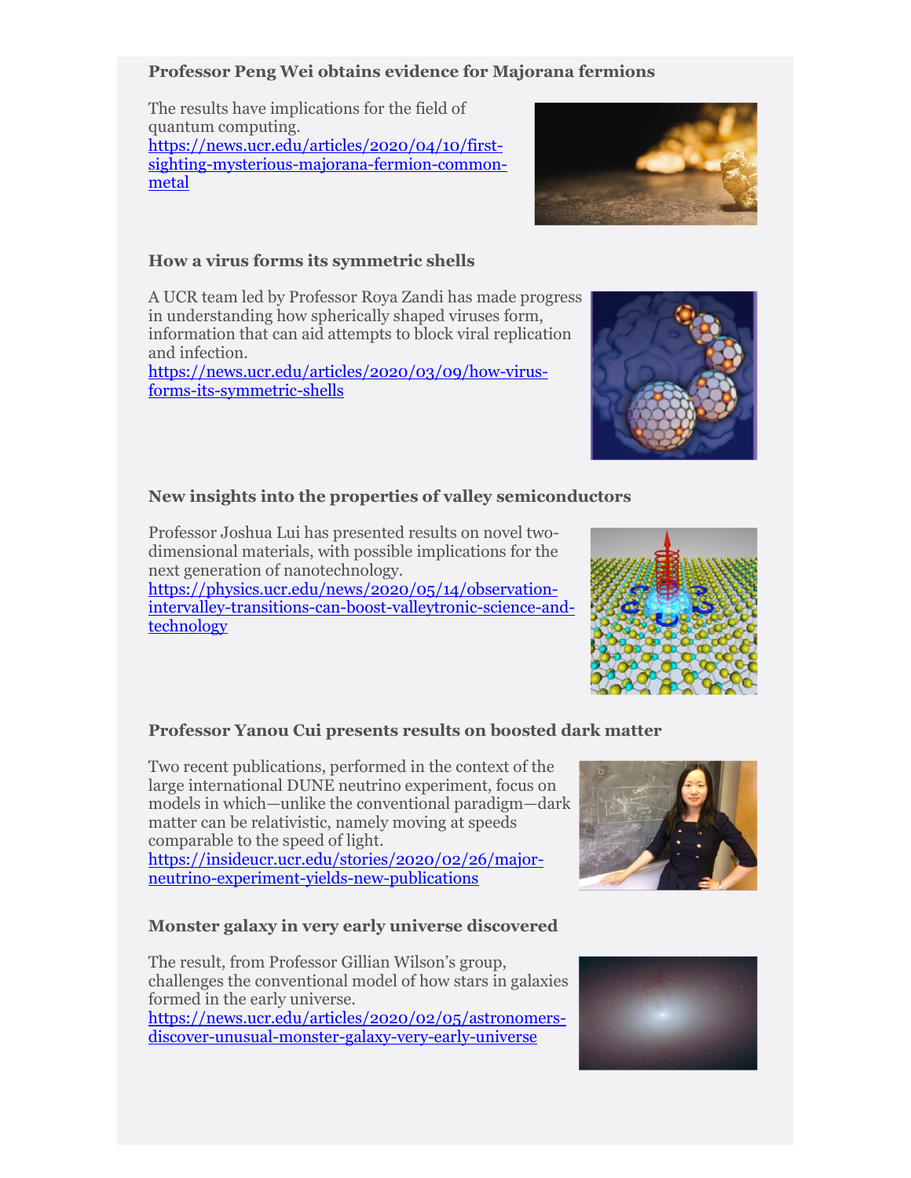### Professor Peng Wei obtains evidence for Majorana fermions

The results have implications for the field of quantum computing.
https://news.ucr.edu/articles/2020/04/10/first-sighting-mysterious-majorana-fermion-common-metal

### How a virus forms its symmetric shells

A UCR team led by Professor Roya Zandi has made progress in understanding how spherically shaped viruses form, information that can aid attempts to block viral replication and infection.
https://news.ucr.edu/articles/2020/03/09/how-virus-forms-its-symmetric-shells

### New insights into the properties of valley semiconductors

Professor Joshua Lui has presented results on novel two-dimensional materials, with possible implications for the next generation of nanotechnology.
https://physics.ucr.edu/news/2020/05/14/observation-intervalley-transitions-can-boost-valleytronic-science-and-technology

### Professor Yanou Cui presents results on boosted dark matter

Two recent publications, performed in the context of the large international DUNE neutrino experiment, focus on models in which—unlike the conventional paradigm—dark matter can be relativistic, namely moving at speeds comparable to the speed of light.
https://insideucr.ucr.edu/stories/2020/02/26/major-neutrino-experiment-yields-new-publications

### Monster galaxy in very early universe discovered

The result, from Professor Gillian Wilson's group, challenges the conventional model of how stars in galaxies formed in the early universe.
https://news.ucr.edu/articles/2020/02/05/astronomers-discover-unusual-monster-galaxy-very-early-universe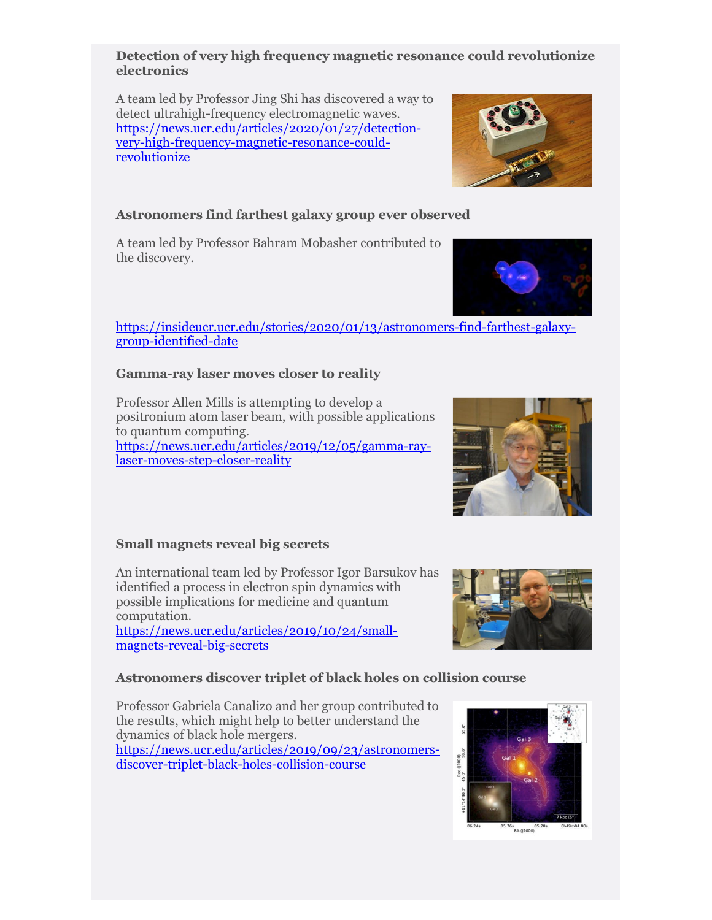### Detection of very high frequency magnetic resonance could revolutionize electronics

A team led by Professor Jing Shi has discovered a way to detect ultrahigh-frequency electromagnetic waves.
https://news.ucr.edu/articles/2020/01/27/detection-very-high-frequency-magnetic-resonance-could-revolutionize

### Astronomers find farthest galaxy group ever observed

A team led by Professor Bahram Mobasher contributed to the discovery.

https://insideucr.ucr.edu/stories/2020/01/13/astronomers-find-farthest-galaxy-group-identified-date

### Gamma-ray laser moves closer to reality

Professor Allen Mills is attempting to develop a positronium atom laser beam, with possible applications to quantum computing.
https://news.ucr.edu/articles/2019/12/05/gamma-ray-laser-moves-step-closer-reality

### Small magnets reveal big secrets

An international team led by Professor Igor Barsukov has identified a process in electron spin dynamics with possible implications for medicine and quantum computation.
https://news.ucr.edu/articles/2019/10/24/small-magnets-reveal-big-secrets

### Astronomers discover triplet of black holes on collision course

Professor Gabriela Canalizo and her group contributed to the results, which might help to better understand the dynamics of black hole mergers.
https://news.ucr.edu/articles/2019/09/23/astronomers-discover-triplet-black-holes-collision-course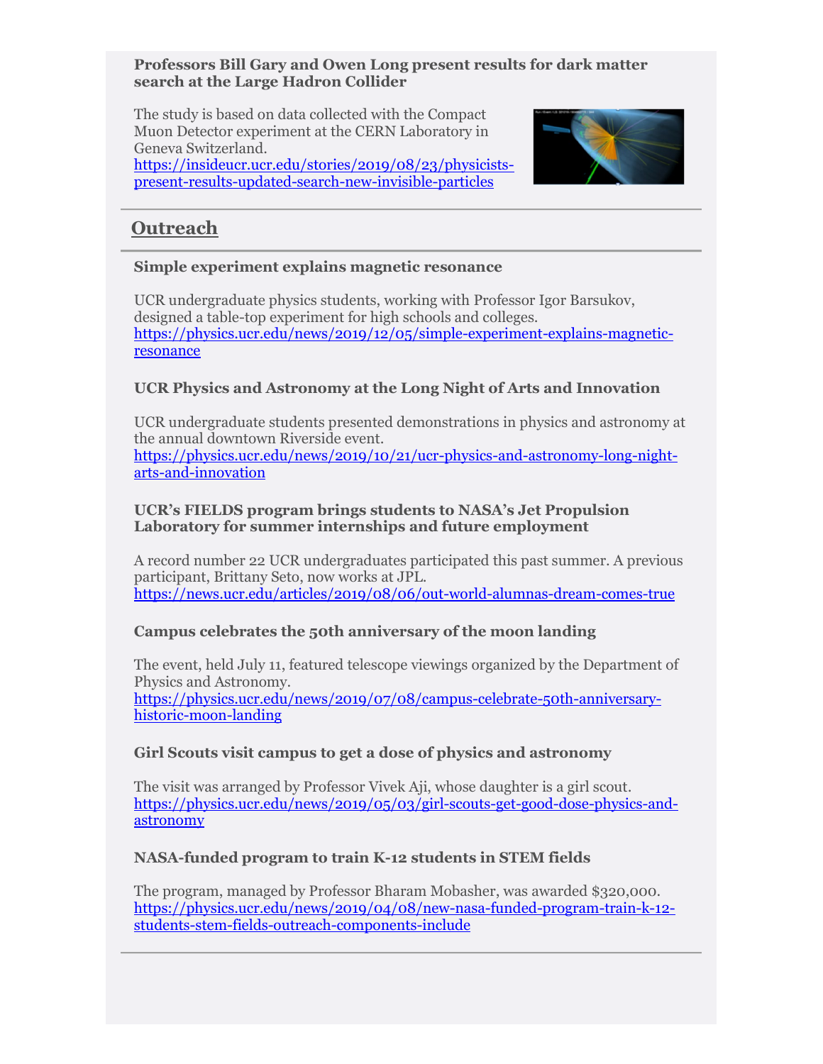**Professors Bill Gary and Owen Long present results for dark matter search at the Large Hadron Collider**

The study is based on data collected with the Compact Muon Detector experiment at the CERN Laboratory in Geneva Switzerland.
https://insideucr.ucr.edu/stories/2019/08/23/physicists-present-results-updated-search-new-invisible-particles

## Outreach

**Simple experiment explains magnetic resonance**

UCR undergraduate physics students, working with Professor Igor Barsukov, designed a table-top experiment for high schools and colleges.
https://physics.ucr.edu/news/2019/12/05/simple-experiment-explains-magnetic-resonance

**UCR Physics and Astronomy at the Long Night of Arts and Innovation**

UCR undergraduate students presented demonstrations in physics and astronomy at the annual downtown Riverside event.
https://physics.ucr.edu/news/2019/10/21/ucr-physics-and-astronomy-long-night-arts-and-innovation

**UCR's FIELDS program brings students to NASA's Jet Propulsion Laboratory for summer internships and future employment**

A record number 22 UCR undergraduates participated this past summer. A previous participant, Brittany Seto, now works at JPL.
https://news.ucr.edu/articles/2019/08/06/out-world-alumnas-dream-comes-true

**Campus celebrates the 50th anniversary of the moon landing**

The event, held July 11, featured telescope viewings organized by the Department of Physics and Astronomy.
https://physics.ucr.edu/news/2019/07/08/campus-celebrate-50th-anniversary-historic-moon-landing

**Girl Scouts visit campus to get a dose of physics and astronomy**

The visit was arranged by Professor Vivek Aji, whose daughter is a girl scout.
https://physics.ucr.edu/news/2019/05/03/girl-scouts-get-good-dose-physics-and-astronomy

**NASA-funded program to train K-12 students in STEM fields**

The program, managed by Professor Bharam Mobasher, was awarded $320,000.
https://physics.ucr.edu/news/2019/04/08/new-nasa-funded-program-train-k-12-students-stem-fields-outreach-components-include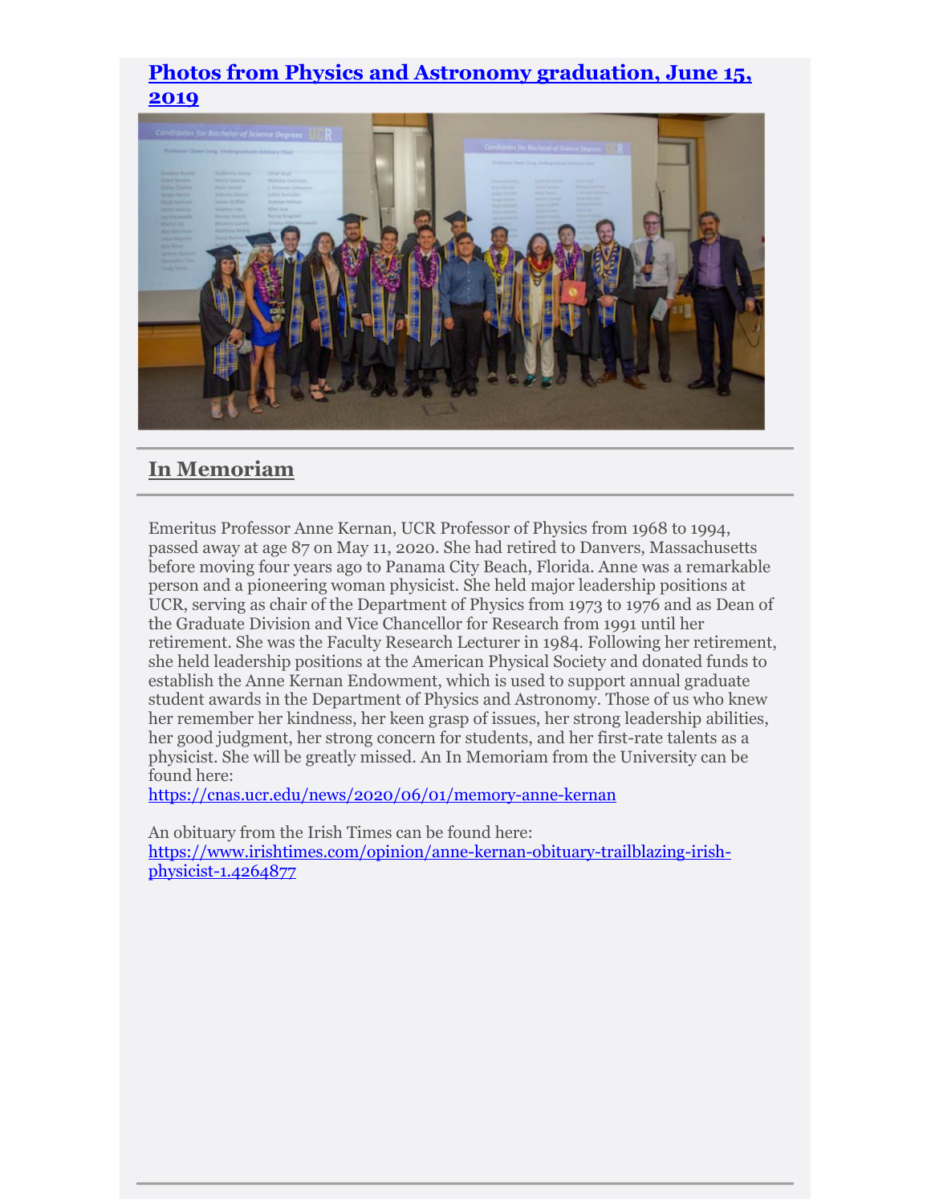## [Photos from Physics and Astronomy graduation, June 15, 2019]

## In Memoriam

Emeritus Professor Anne Kernan, UCR Professor of Physics from 1968 to 1994, passed away at age 87 on May 11, 2020. She had retired to Danvers, Massachusetts before moving four years ago to Panama City Beach, Florida. Anne was a remarkable person and a pioneering woman physicist. She held major leadership positions at UCR, serving as chair of the Department of Physics from 1973 to 1976 and as Dean of the Graduate Division and Vice Chancellor for Research from 1991 until her retirement. She was the Faculty Research Lecturer in 1984. Following her retirement, she held leadership positions at the American Physical Society and donated funds to establish the Anne Kernan Endowment, which is used to support annual graduate student awards in the Department of Physics and Astronomy. Those of us who knew her remember her kindness, her keen grasp of issues, her strong leadership abilities, her good judgment, her strong concern for students, and her first-rate talents as a physicist. She will be greatly missed. An In Memoriam from the University can be found here:
https://cnas.ucr.edu/news/2020/06/01/memory-anne-kernan

An obituary from the Irish Times can be found here:
https://www.irishtimes.com/opinion/anne-kernan-obituary-trailblazing-irish-physicist-1.4264877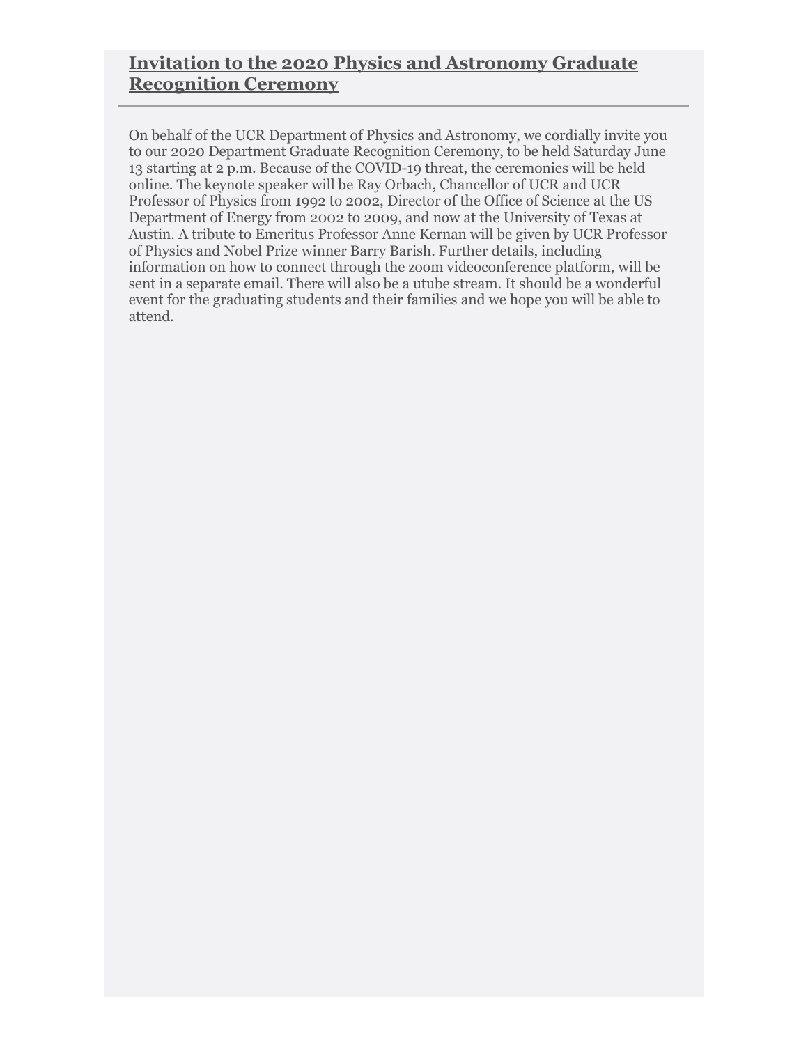## Invitation to the 2020 Physics and Astronomy Graduate Recognition Ceremony

On behalf of the UCR Department of Physics and Astronomy, we cordially invite you to our 2020 Department Graduate Recognition Ceremony, to be held Saturday June 13 starting at 2 p.m. Because of the COVID-19 threat, the ceremonies will be held online. The keynote speaker will be Ray Orbach, Chancellor of UCR and UCR Professor of Physics from 1992 to 2002, Director of the Office of Science at the US Department of Energy from 2002 to 2009, and now at the University of Texas at Austin. A tribute to Emeritus Professor Anne Kernan will be given by UCR Professor of Physics and Nobel Prize winner Barry Barish. Further details, including information on how to connect through the zoom videoconference platform, will be sent in a separate email. There will also be a utube stream. It should be a wonderful event for the graduating students and their families and we hope you will be able to attend.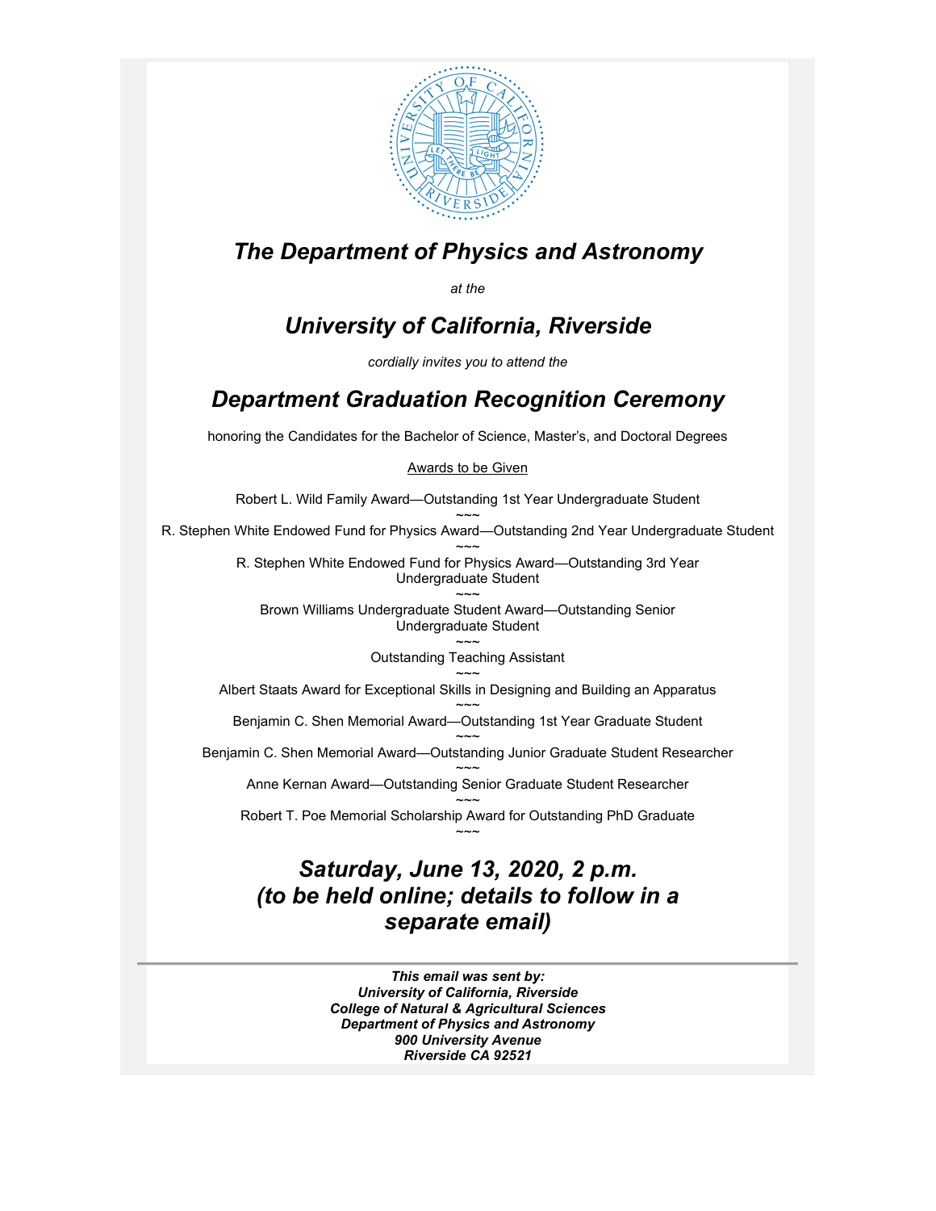# *The Department of Physics and Astronomy*

*at the*

## *University of California, Riverside*

*cordially invites you to attend the*

## *Department Graduation Recognition Ceremony*

honoring the Candidates for the Bachelor of Science, Master's, and Doctoral Degrees

Awards to be Given

Robert L. Wild Family Award—Outstanding 1st Year Undergraduate Student

~~~

R. Stephen White Endowed Fund for Physics Award—Outstanding 2nd Year Undergraduate Student

~~~

R. Stephen White Endowed Fund for Physics Award—Outstanding 3rd Year Undergraduate Student

~~~

Brown Williams Undergraduate Student Award—Outstanding Senior Undergraduate Student

~~~

Outstanding Teaching Assistant

~~~

Albert Staats Award for Exceptional Skills in Designing and Building an Apparatus

~~~

Benjamin C. Shen Memorial Award—Outstanding 1st Year Graduate Student

~~~

Benjamin C. Shen Memorial Award—Outstanding Junior Graduate Student Researcher

~~~

Anne Kernan Award—Outstanding Senior Graduate Student Researcher

~~~

Robert T. Poe Memorial Scholarship Award for Outstanding PhD Graduate

~~~

## *Saturday, June 13, 2020, 2 p.m. (to be held online; details to follow in a separate email)*

---

***This email was sent by:***
***University of California, Riverside***
***College of Natural & Agricultural Sciences***
***Department of Physics and Astronomy***
***900 University Avenue***
***Riverside CA 92521***